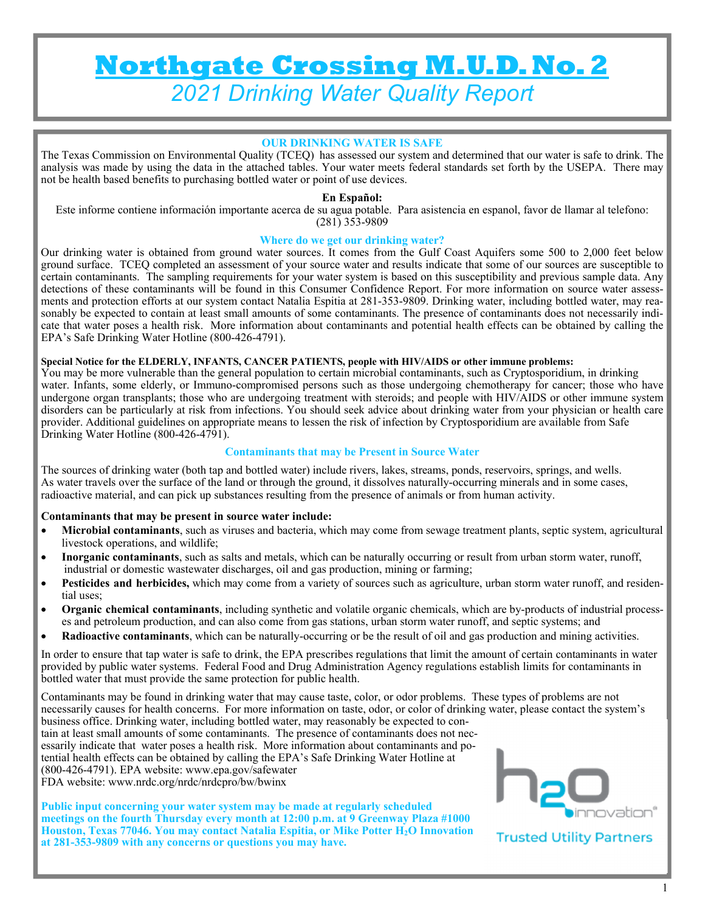# Northgate Crossing M.U.D. No. 2

## *2021 Drinking Water Quality Report*

### OUR DRINKING WATER IS SAFE

The Texas Commission on Environmental Quality (TCEQ) has assessed our system and determined that our water is safe to drink. The analysis was made by using the data in the attached tables. Your water meets federal standards set forth by the USEPA. There may not be health based benefits to purchasing bottled water or point of use devices.

**En Español:**

Este informe contiene información importante acerca de su agua potable. Para asistencia en espanol, favor de llamar al telefono: (281) 353-9809

### Where do we get our drinking water?

Our drinking water is obtained from ground water sources. It comes from the Gulf Coast Aquifers some 500 to 2,000 feet below ground surface. TCEQ completed an assessment of your source water and results indicate that some of our sources are susceptible to certain contaminants. The sampling requirements for your water system is based on this susceptibility and previous sample data. Any detections of these contaminants will be found in this Consumer Confidence Report. For more information on source water assessments and protection efforts at our system contact Natalia Espitia at 281-353-9809. Drinking water, including bottled water, may reasonably be expected to contain at least small amounts of some contaminants. The presence of contaminants does not necessarily indicate that water poses a health risk. More information about contaminants and potential health effects can be obtained by calling the EPA's Safe Drinking Water Hotline (800-426-4791).

**Special Notice for the ELDERLY, INFANTS, CANCER PATIENTS, people with HIV/AIDS or other immune problems:**

You may be more vulnerable than the general population to certain microbial contaminants, such as Cryptosporidium, in drinking water. Infants, some elderly, or Immuno-compromised persons such as those undergoing chemotherapy for cancer; those who have undergone organ transplants; those who are undergoing treatment with steroids; and people with HIV/AIDS or other immune system disorders can be particularly at risk from infections. You should seek advice about drinking water from your physician or health care provider. Additional guidelines on appropriate means to lessen the risk of infection by Cryptosporidium are available from Safe Drinking Water Hotline (800-426-4791).

### Contaminants that may be Present in Source Water

The sources of drinking water (both tap and bottled water) include rivers, lakes, streams, ponds, reservoirs, springs, and wells. As water travels over the surface of the land or through the ground, it dissolves naturally-occurring minerals and in some cases, radioactive material, and can pick up substances resulting from the presence of animals or from human activity.

**Contaminants that may be present in source water include:**

- **Microbial contaminants**, such as viruses and bacteria, which may come from sewage treatment plants, septic system, agricultural livestock operations, and wildlife;
- **Inorganic contaminants**, such as salts and metals, which can be naturally occurring or result from urban storm water, runoff, industrial or domestic wastewater discharges, oil and gas production, mining or farming;
- **Pesticides and herbicides,** which may come from a variety of sources such as agriculture, urban storm water runoff, and residential uses;
- **Organic chemical contaminants**, including synthetic and volatile organic chemicals, which are by-products of industrial processes and petroleum production, and can also come from gas stations, urban storm water runoff, and septic systems; and
- **Radioactive contaminants**, which can be naturally-occurring or be the result of oil and gas production and mining activities.

In order to ensure that tap water is safe to drink, the EPA prescribes regulations that limit the amount of certain contaminants in water provided by public water systems. Federal Food and Drug Administration Agency regulations establish limits for contaminants in bottled water that must provide the same protection for public health.

Contaminants may be found in drinking water that may cause taste, color, or odor problems. These types of problems are not necessarily causes for health concerns. For more information on taste, odor, or color of drinking water, please contact the system's business office. Drinking water, including bottled water, may reasonably be expected to contain at least small amounts of some contaminants. The presence of contaminants does not necessarily indicate that water poses a health risk. More information about contaminants and potential health effects can be obtained by calling the EPA's Safe Drinking Water Hotline at (800-426-4791). EPA website: www.epa.gov/safewater
FDA website: www.nrdc.org/nrdc/nrdcpro/bw/bwinx

**Public input concerning your water system may be made at regularly scheduled meetings on the fourth Thursday every month at 12:00 p.m. at 9 Greenway Plaza #1000 Houston, Texas 77046. You may contact Natalia Espitia, or Mike Potter $H_2O$ Innovation at 281-353-9809 with any concerns or questions you may have.**

h2O innovation®
Trusted Utility Partners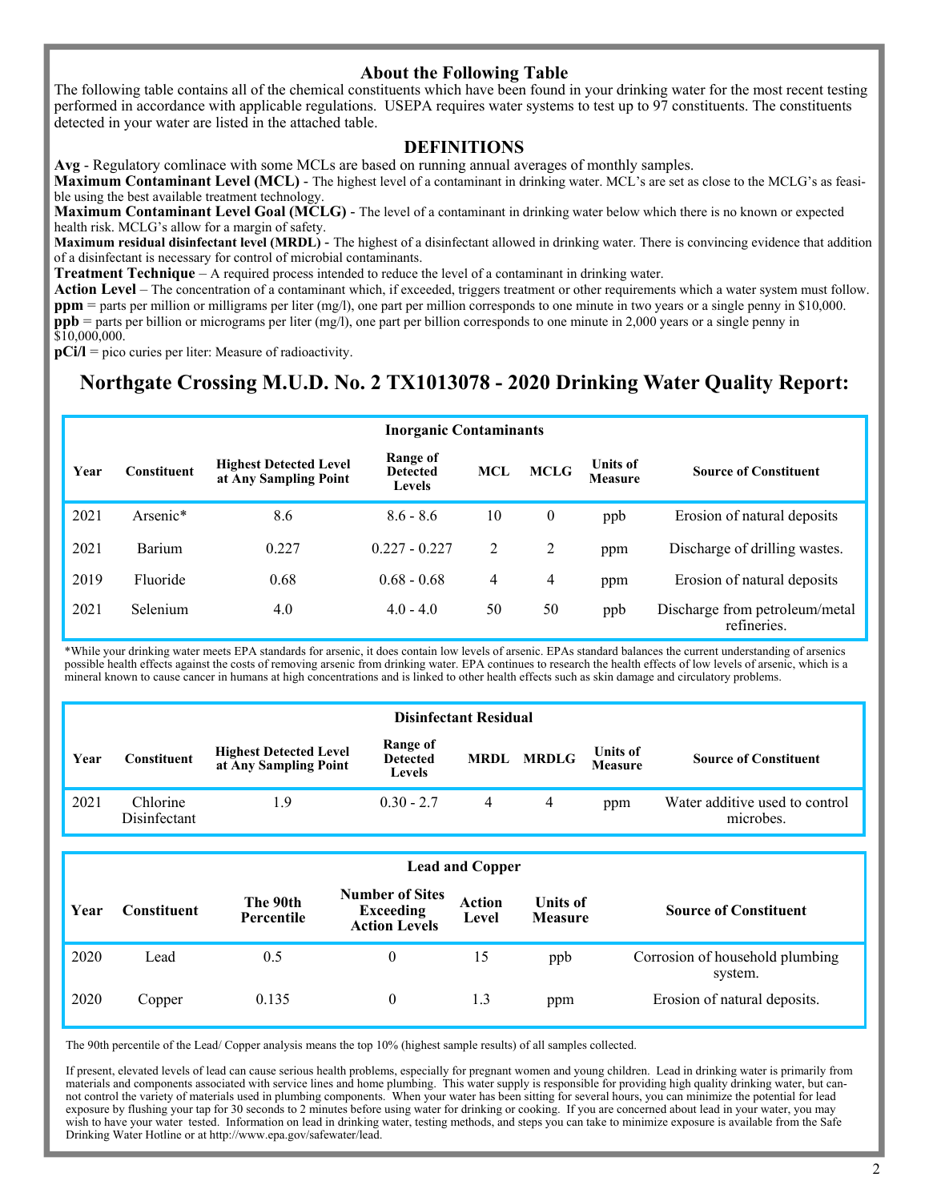## About the Following Table

The following table contains all of the chemical constituents which have been found in your drinking water for the most recent testing performed in accordance with applicable regulations. USEPA requires water systems to test up to 97 constituents. The constituents detected in your water are listed in the attached table.

## DEFINITIONS

**Avg** - Regulatory comlinace with some MCLs are based on running annual averages of monthly samples.
**Maximum Contaminant Level (MCL)** - The highest level of a contaminant in drinking water. MCL's are set as close to the MCLG's as feasible using the best available treatment technology.
**Maximum Contaminant Level Goal (MCLG)** - The level of a contaminant in drinking water below which there is no known or expected health risk. MCLG's allow for a margin of safety.
**Maximum residual disinfectant level (MRDL)** - The highest of a disinfectant allowed in drinking water. There is convincing evidence that addition of a disinfectant is necessary for control of microbial contaminants.
**Treatment Technique** – A required process intended to reduce the level of a contaminant in drinking water.
**Action Level** – The concentration of a contaminant which, if exceeded, triggers treatment or other requirements which a water system must follow.
**ppm** = parts per million or milligrams per liter (mg/l), one part per million corresponds to one minute in two years or a single penny in $10,000.
**ppb** = parts per billion or micrograms per liter (mg/l), one part per billion corresponds to one minute in 2,000 years or a single penny in $10,000,000.
**pCi/l** = pico curies per liter: Measure of radioactivity.

# Northgate Crossing M.U.D. No. 2 TX1013078 - 2020 Drinking Water Quality Report:

**Inorganic Contaminants**

| Year | Constituent | Highest Detected Level at Any Sampling Point | Range of Detected Levels | MCL | MCLG | Units of Measure | Source of Constituent |
|---|---|---|---|---|---|---|---|
| 2021 | Arsenic* | 8.6 | 8.6 - 8.6 | 10 | 0 | ppb | Erosion of natural deposits |
| 2021 | Barium | 0.227 | 0.227 - 0.227 | 2 | 2 | ppm | Discharge of drilling wastes. |
| 2019 | Fluoride | 0.68 | 0.68 - 0.68 | 4 | 4 | ppm | Erosion of natural deposits |
| 2021 | Selenium | 4.0 | 4.0 - 4.0 | 50 | 50 | ppb | Discharge from petroleum/metal refineries. |

*While your drinking water meets EPA standards for arsenic, it does contain low levels of arsenic. EPAs standard balances the current understanding of arsenics possible health effects against the costs of removing arsenic from drinking water. EPA continues to research the health effects of low levels of arsenic, which is a mineral known to cause cancer in humans at high concentrations and is linked to other health effects such as skin damage and circulatory problems.

**Disinfectant Residual**

| Year | Constituent | Highest Detected Level at Any Sampling Point | Range of Detected Levels | MRDL | MRDLG | Units of Measure | Source of Constituent |
|---|---|---|---|---|---|---|---|
| 2021 | Chlorine Disinfectant | 1.9 | 0.30 - 2.7 | 4 | 4 | ppm | Water additive used to control microbes. |

**Lead and Copper**

| Year | Constituent | The 90th Percentile | Number of Sites Exceeding Action Levels | Action Level | Units of Measure | Source of Constituent |
|---|---|---|---|---|---|---|
| 2020 | Lead | 0.5 | 0 | 15 | ppb | Corrosion of household plumbing system. |
| 2020 | Copper | 0.135 | 0 | 1.3 | ppm | Erosion of natural deposits. |

The 90th percentile of the Lead/ Copper analysis means the top 10% (highest sample results) of all samples collected.

If present, elevated levels of lead can cause serious health problems, especially for pregnant women and young children. Lead in drinking water is primarily from materials and components associated with service lines and home plumbing. This water supply is responsible for providing high quality drinking water, but cannot control the variety of materials used in plumbing components. When your water has been sitting for several hours, you can minimize the potential for lead exposure by flushing your tap for 30 seconds to 2 minutes before using water for drinking or cooking. If you are concerned about lead in your water, you may wish to have your water tested. Information on lead in drinking water, testing methods, and steps you can take to minimize exposure is available from the Safe Drinking Water Hotline or at http://www.epa.gov/safewater/lead.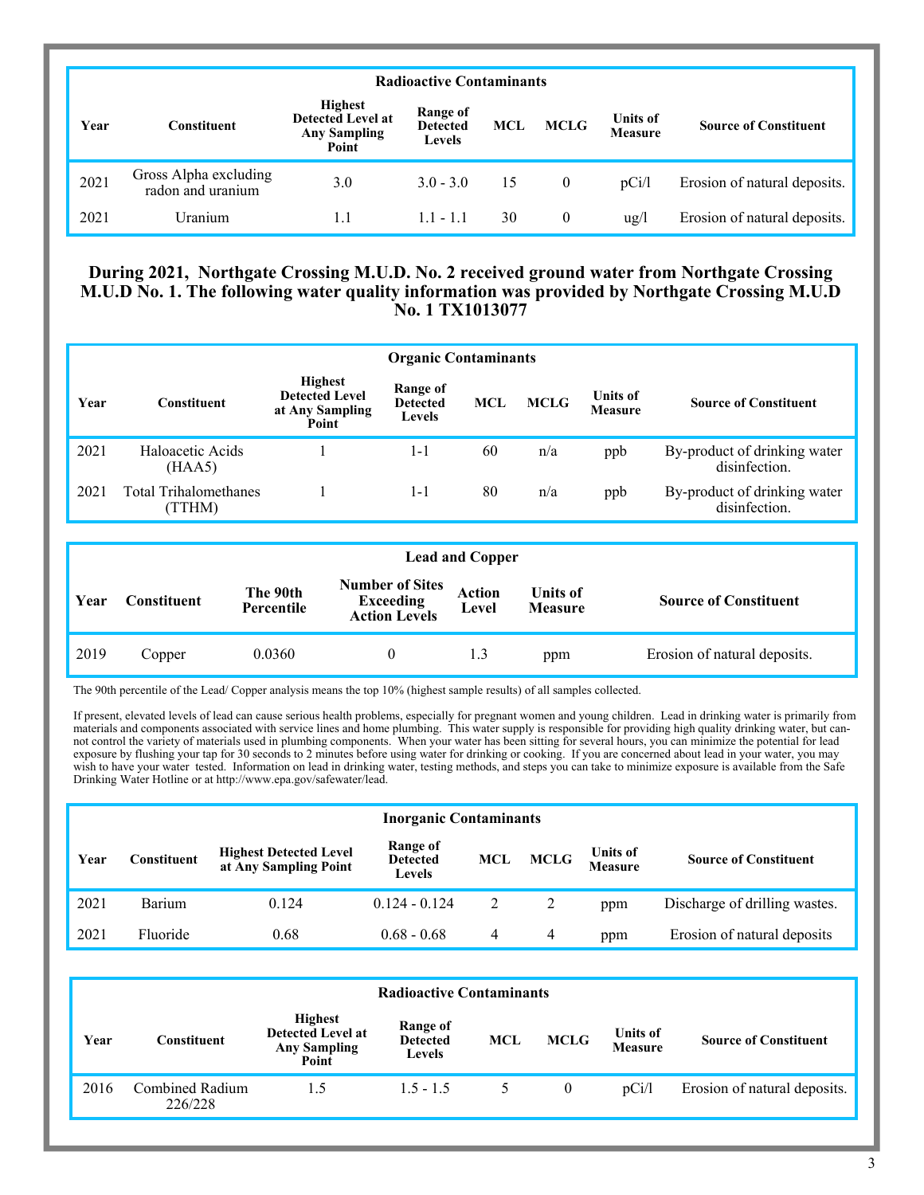| Radioactive Contaminants | | | | | | | |
|---|---|---|---|---|---|---|---|
| **Year** | **Constituent** | **Highest Detected Level at Any Sampling Point** | **Range of Detected Levels** | **MCL** | **MCLG** | **Units of Measure** | **Source of Constituent** |
| 2021 | Gross Alpha excluding radon and uranium | 3.0 | 3.0 - 3.0 | 15 | 0 | pCi/l | Erosion of natural deposits. |
| 2021 | Uranium | 1.1 | 1.1 - 1.1 | 30 | 0 | ug/l | Erosion of natural deposits. |

## During 2021, Northgate Crossing M.U.D. No. 2 received ground water from Northgate Crossing M.U.D No. 1. The following water quality information was provided by Northgate Crossing M.U.D No. 1 TX1013077

| Organic Contaminants | | | | | | | |
|---|---|---|---|---|---|---|---|
| **Year** | **Constituent** | **Highest Detected Level at Any Sampling Point** | **Range of Detected Levels** | **MCL** | **MCLG** | **Units of Measure** | **Source of Constituent** |
| 2021 | Haloacetic Acids (HAA5) | 1 | 1-1 | 60 | n/a | ppb | By-product of drinking water disinfection. |
| 2021 | Total Trihalomethanes (TTHM) | 1 | 1-1 | 80 | n/a | ppb | By-product of drinking water disinfection. |

| Lead and Copper | | | | | | |
|---|---|---|---|---|---|---|
| **Year** | **Constituent** | **The 90th Percentile** | **Number of Sites Exceeding Action Levels** | **Action Level** | **Units of Measure** | **Source of Constituent** |
| 2019 | Copper | 0.0360 | 0 | 1.3 | ppm | Erosion of natural deposits. |

The 90th percentile of the Lead/ Copper analysis means the top 10% (highest sample results) of all samples collected.

If present, elevated levels of lead can cause serious health problems, especially for pregnant women and young children. Lead in drinking water is primarily from materials and components associated with service lines and home plumbing. This water supply is responsible for providing high quality drinking water, but cannot control the variety of materials used in plumbing components. When your water has been sitting for several hours, you can minimize the potential for lead exposure by flushing your tap for 30 seconds to 2 minutes before using water for drinking or cooking. If you are concerned about lead in your water, you may wish to have your water tested. Information on lead in drinking water, testing methods, and steps you can take to minimize exposure is available from the Safe Drinking Water Hotline or at http://www.epa.gov/safewater/lead.

| Inorganic Contaminants | | | | | | | |
|---|---|---|---|---|---|---|---|
| **Year** | **Constituent** | **Highest Detected Level at Any Sampling Point** | **Range of Detected Levels** | **MCL** | **MCLG** | **Units of Measure** | **Source of Constituent** |
| 2021 | Barium | 0.124 | 0.124 - 0.124 | 2 | 2 | ppm | Discharge of drilling wastes. |
| 2021 | Fluoride | 0.68 | 0.68 - 0.68 | 4 | 4 | ppm | Erosion of natural deposits |

| Radioactive Contaminants | | | | | | | |
|---|---|---|---|---|---|---|---|
| **Year** | **Constituent** | **Highest Detected Level at Any Sampling Point** | **Range of Detected Levels** | **MCL** | **MCLG** | **Units of Measure** | **Source of Constituent** |
| 2016 | Combined Radium 226/228 | 1.5 | 1.5 - 1.5 | 5 | 0 | pCi/l | Erosion of natural deposits. |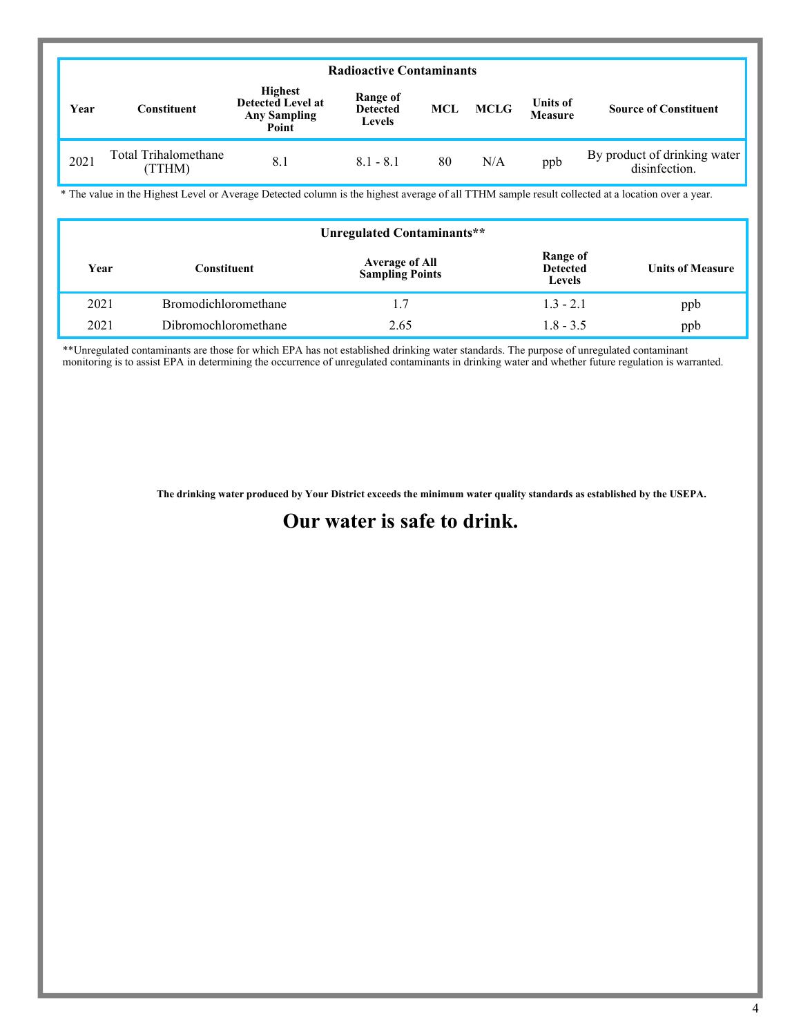| Radioactive Contaminants | | | | | | | |
|---|---|---|---|---|---|---|---|
| **Year** | **Constituent** | **Highest Detected Level at Any Sampling Point** | **Range of Detected Levels** | **MCL** | **MCLG** | **Units of Measure** | **Source of Constituent** |
| 2021 | Total Trihalomethane (TTHM) | 8.1 | 8.1 - 8.1 | 80 | N/A | ppb | By product of drinking water disinfection. |

* The value in the Highest Level or Average Detected column is the highest average of all TTHM sample result collected at a location over a year.

| Unregulated Contaminants** | | | | |
|---|---|---|---|---|
| **Year** | **Constituent** | **Average of All Sampling Points** | **Range of Detected Levels** | **Units of Measure** |
| 2021 | Bromodichloromethane | 1.7 | 1.3 - 2.1 | ppb |
| 2021 | Dibromochloromethane | 2.65 | 1.8 - 3.5 | ppb |

**Unregulated contaminants are those for which EPA has not established drinking water standards. The purpose of unregulated contaminant monitoring is to assist EPA in determining the occurrence of unregulated contaminants in drinking water and whether future regulation is warranted.

**The drinking water produced by Your District exceeds the minimum water quality standards as established by the USEPA.**

# Our water is safe to drink.